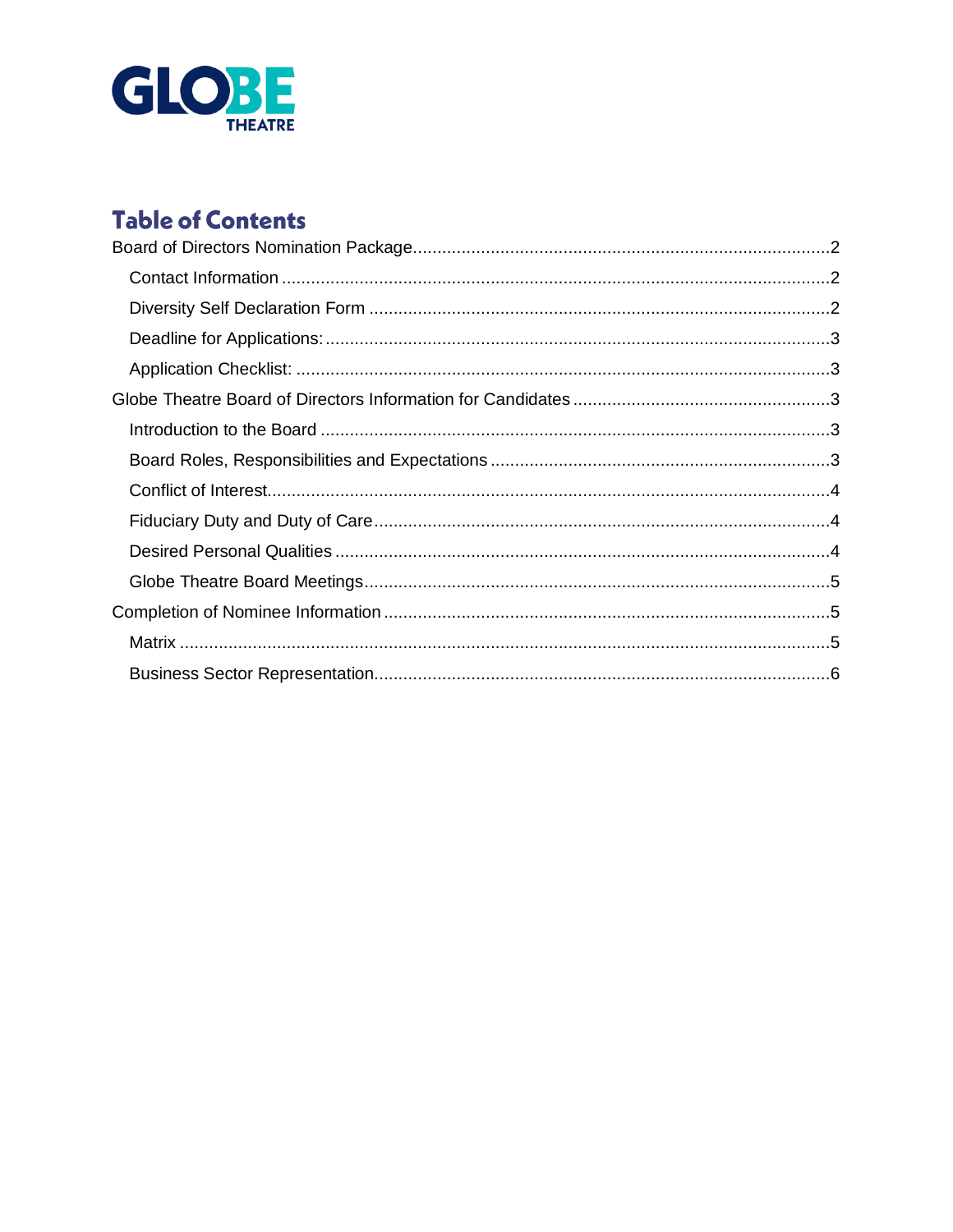GLOBE THEATRE

## Table of Contents

Board of Directors Nomination Package....................................................................................2

- Contact Information ................................................................................................................2
- Diversity Self Declaration Form .............................................................................................2
- Deadline for Applications:......................................................................................................3
- Application Checklist: ............................................................................................................3

Globe Theatre Board of Directors Information for Candidates ....................................................3

- Introduction to the Board ........................................................................................................3
- Board Roles, Responsibilities and Expectations ....................................................................3
- Conflict of Interest..................................................................................................................4
- Fiduciary Duty and Duty of Care............................................................................................4
- Desired Personal Qualities ....................................................................................................4
- Globe Theatre Board Meetings...............................................................................................5

Completion of Nominee Information ...........................................................................................5

- Matrix ....................................................................................................................................5
- Business Sector Representation.............................................................................................6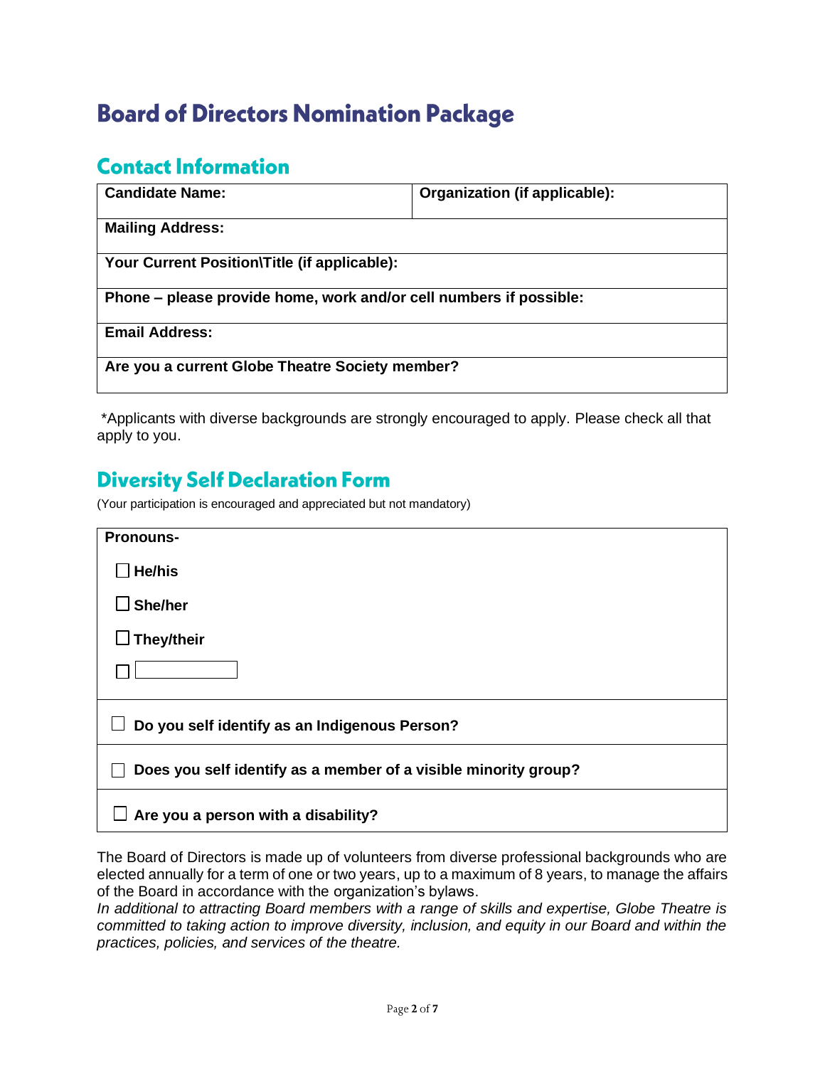# Board of Directors Nomination Package

## Contact Information

| **Candidate Name:** | **Organization (if applicable):** |
|---|---|
| **Mailing Address:** | |
| **Your Current Position\Title (if applicable):** | |
| **Phone – please provide home, work and/or cell numbers if possible:** | |
| **Email Address:** | |
| **Are you a current Globe Theatre Society member?** | |

*Applicants with diverse backgrounds are strongly encouraged to apply. Please check all that apply to you.

## Diversity Self Declaration Form

(Your participation is encouraged and appreciated but not mandatory)

**Pronouns-**

- ☐ **He/his**
- ☐ **She/her**
- ☐ **They/their**
- ☐ ______

☐ **Do you self identify as an Indigenous Person?**

☐ **Does you self identify as a member of a visible minority group?**

☐ **Are you a person with a disability?**

The Board of Directors is made up of volunteers from diverse professional backgrounds who are elected annually for a term of one or two years, up to a maximum of 8 years, to manage the affairs of the Board in accordance with the organization's bylaws.

*In additional to attracting Board members with a range of skills and expertise, Globe Theatre is committed to taking action to improve diversity, inclusion, and equity in our Board and within the practices, policies, and services of the theatre.*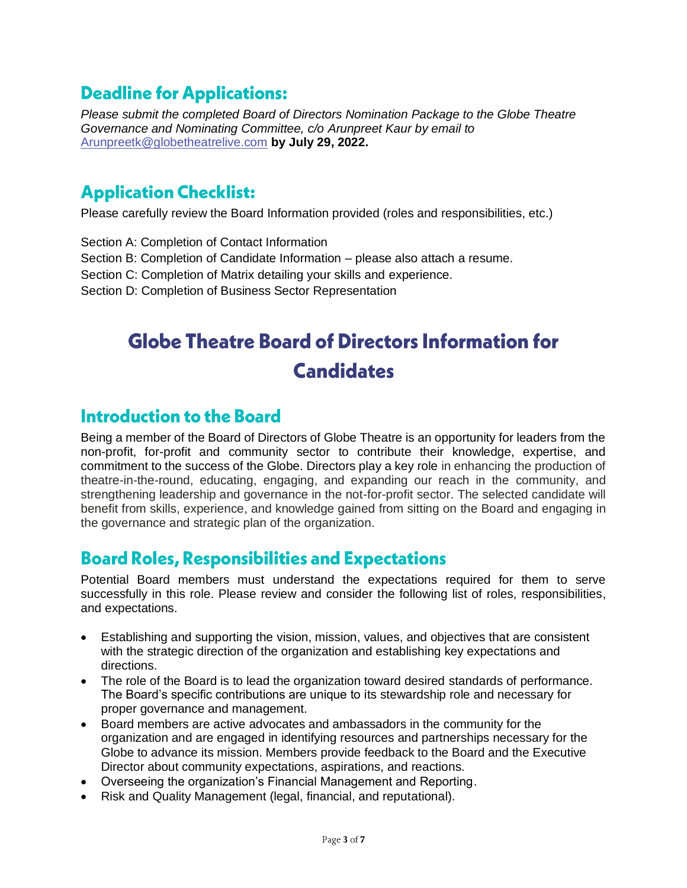## Deadline for Applications:

*Please submit the completed Board of Directors Nomination Package to the Globe Theatre Governance and Nominating Committee, c/o Arunpreet Kaur by email to* [Arunpreetk@globetheatrelive.com](mailto:Arunpreetk@globetheatrelive.com) **by July 29, 2022.**

## Application Checklist:

Please carefully review the Board Information provided (roles and responsibilities, etc.)

Section A: Completion of Contact Information
Section B: Completion of Candidate Information – please also attach a resume.
Section C: Completion of Matrix detailing your skills and experience.
Section D: Completion of Business Sector Representation

# Globe Theatre Board of Directors Information for Candidates

## Introduction to the Board

Being a member of the Board of Directors of Globe Theatre is an opportunity for leaders from the non-profit, for-profit and community sector to contribute their knowledge, expertise, and commitment to the success of the Globe. Directors play a key role in enhancing the production of theatre-in-the-round, educating, engaging, and expanding our reach in the community, and strengthening leadership and governance in the not-for-profit sector. The selected candidate will benefit from skills, experience, and knowledge gained from sitting on the Board and engaging in the governance and strategic plan of the organization.

## Board Roles, Responsibilities and Expectations

Potential Board members must understand the expectations required for them to serve successfully in this role. Please review and consider the following list of roles, responsibilities, and expectations.

- Establishing and supporting the vision, mission, values, and objectives that are consistent with the strategic direction of the organization and establishing key expectations and directions.
- The role of the Board is to lead the organization toward desired standards of performance. The Board's specific contributions are unique to its stewardship role and necessary for proper governance and management.
- Board members are active advocates and ambassadors in the community for the organization and are engaged in identifying resources and partnerships necessary for the Globe to advance its mission. Members provide feedback to the Board and the Executive Director about community expectations, aspirations, and reactions.
- Overseeing the organization's Financial Management and Reporting.
- Risk and Quality Management (legal, financial, and reputational).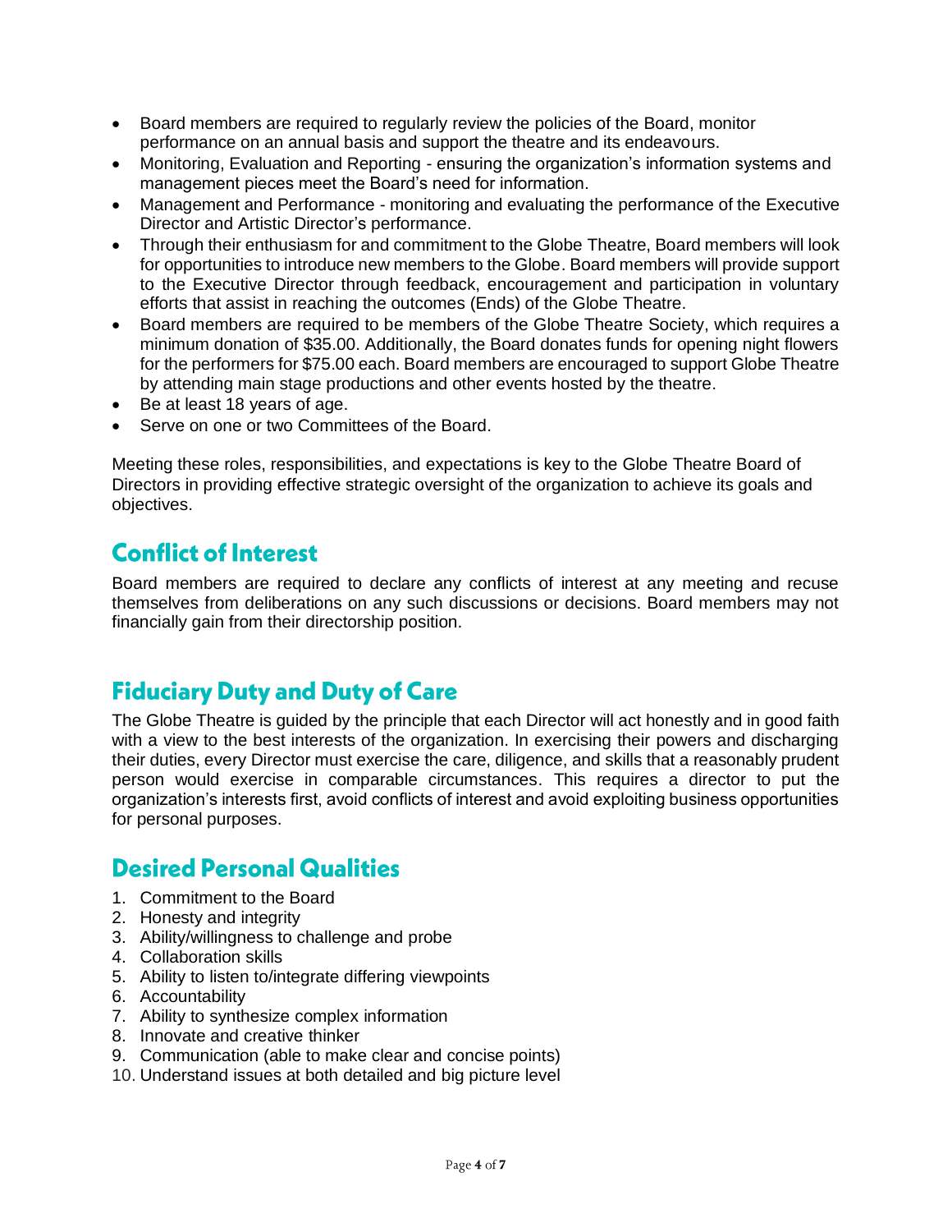- Board members are required to regularly review the policies of the Board, monitor performance on an annual basis and support the theatre and its endeavours.
- Monitoring, Evaluation and Reporting - ensuring the organization's information systems and management pieces meet the Board's need for information.
- Management and Performance - monitoring and evaluating the performance of the Executive Director and Artistic Director's performance.
- Through their enthusiasm for and commitment to the Globe Theatre, Board members will look for opportunities to introduce new members to the Globe. Board members will provide support to the Executive Director through feedback, encouragement and participation in voluntary efforts that assist in reaching the outcomes (Ends) of the Globe Theatre.
- Board members are required to be members of the Globe Theatre Society, which requires a minimum donation of $35.00. Additionally, the Board donates funds for opening night flowers for the performers for $75.00 each. Board members are encouraged to support Globe Theatre by attending main stage productions and other events hosted by the theatre.
- Be at least 18 years of age.
- Serve on one or two Committees of the Board.

Meeting these roles, responsibilities, and expectations is key to the Globe Theatre Board of Directors in providing effective strategic oversight of the organization to achieve its goals and objectives.

## Conflict of Interest

Board members are required to declare any conflicts of interest at any meeting and recuse themselves from deliberations on any such discussions or decisions. Board members may not financially gain from their directorship position.

## Fiduciary Duty and Duty of Care

The Globe Theatre is guided by the principle that each Director will act honestly and in good faith with a view to the best interests of the organization. In exercising their powers and discharging their duties, every Director must exercise the care, diligence, and skills that a reasonably prudent person would exercise in comparable circumstances. This requires a director to put the organization's interests first, avoid conflicts of interest and avoid exploiting business opportunities for personal purposes.

## Desired Personal Qualities

1. Commitment to the Board
2. Honesty and integrity
3. Ability/willingness to challenge and probe
4. Collaboration skills
5. Ability to listen to/integrate differing viewpoints
6. Accountability
7. Ability to synthesize complex information
8. Innovate and creative thinker
9. Communication (able to make clear and concise points)
10. Understand issues at both detailed and big picture level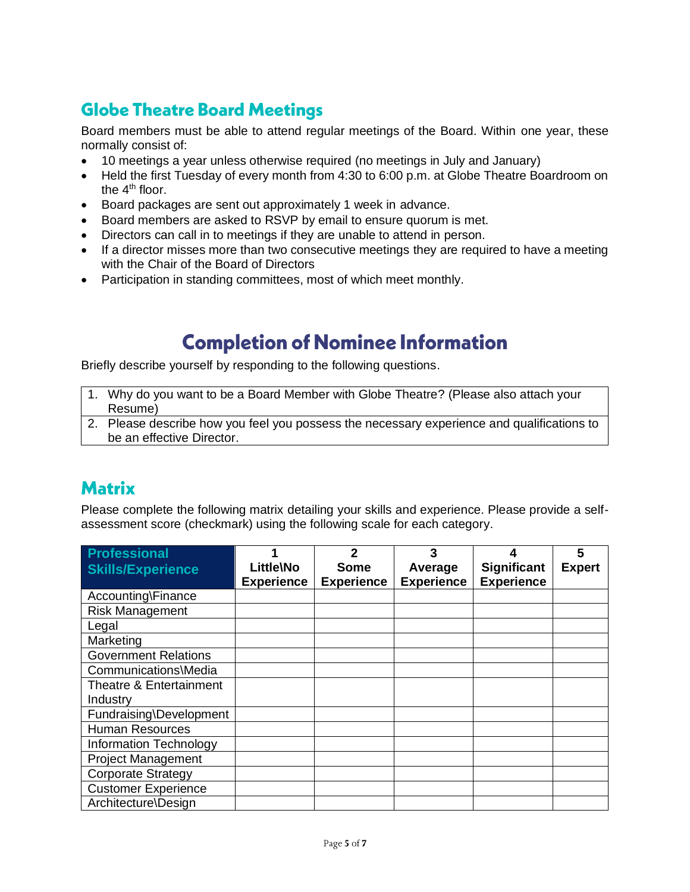## Globe Theatre Board Meetings

Board members must be able to attend regular meetings of the Board. Within one year, these normally consist of:

- 10 meetings a year unless otherwise required (no meetings in July and January)
- Held the first Tuesday of every month from 4:30 to 6:00 p.m. at Globe Theatre Boardroom on the 4th floor.
- Board packages are sent out approximately 1 week in advance.
- Board members are asked to RSVP by email to ensure quorum is met.
- Directors can call in to meetings if they are unable to attend in person.
- If a director misses more than two consecutive meetings they are required to have a meeting with the Chair of the Board of Directors
- Participation in standing committees, most of which meet monthly.

# Completion of Nominee Information

Briefly describe yourself by responding to the following questions.

| |
|---|
| 1. Why do you want to be a Board Member with Globe Theatre? (Please also attach your Resume) |
| 2. Please describe how you feel you possess the necessary experience and qualifications to be an effective Director. |

## Matrix

Please complete the following matrix detailing your skills and experience. Please provide a self-assessment score (checkmark) using the following scale for each category.

| Professional Skills/Experience | 1 Little\No Experience | 2 Some Experience | 3 Average Experience | 4 Significant Experience | 5 Expert |
|---|---|---|---|---|---|
| Accounting\Finance | | | | | |
| Risk Management | | | | | |
| Legal | | | | | |
| Marketing | | | | | |
| Government Relations | | | | | |
| Communications\Media | | | | | |
| Theatre & Entertainment Industry | | | | | |
| Fundraising\Development | | | | | |
| Human Resources | | | | | |
| Information Technology | | | | | |
| Project Management | | | | | |
| Corporate Strategy | | | | | |
| Customer Experience | | | | | |
| Architecture\Design | | | | | |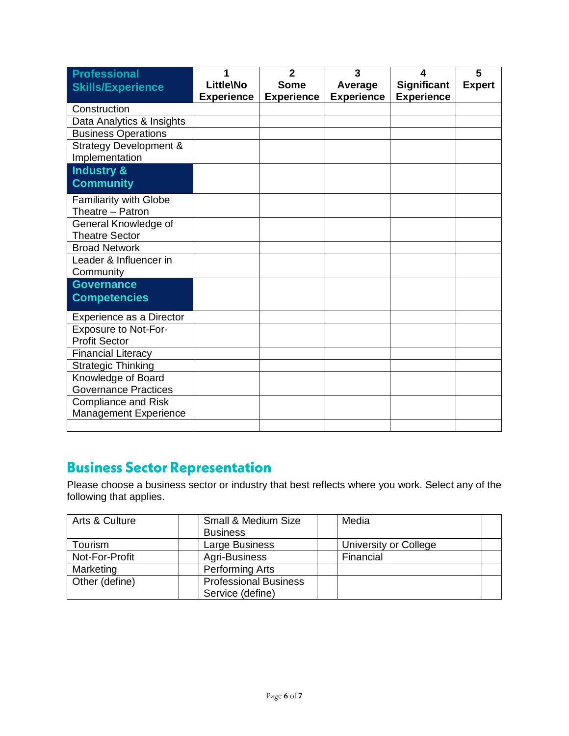| Professional Skills/Experience | 1 Little\No Experience | 2 Some Experience | 3 Average Experience | 4 Significant Experience | 5 Expert |
|---|---|---|---|---|---|
| Construction | | | | | |
| Data Analytics & Insights | | | | | |
| Business Operations | | | | | |
| Strategy Development & Implementation | | | | | |
| **Industry & Community** | | | | | |
| Familiarity with Globe Theatre – Patron | | | | | |
| General Knowledge of Theatre Sector | | | | | |
| Broad Network | | | | | |
| Leader & Influencer in Community | | | | | |
| **Governance Competencies** | | | | | |
| Experience as a Director | | | | | |
| Exposure to Not-For-Profit Sector | | | | | |
| Financial Literacy | | | | | |
| Strategic Thinking | | | | | |
| Knowledge of Board Governance Practices | | | | | |
| Compliance and Risk Management Experience | | | | | |
| | | | | | |

## Business Sector Representation

Please choose a business sector or industry that best reflects where you work. Select any of the following that applies.

| | | | | | |
|---|---|---|---|---|---|
| Arts & Culture | | Small & Medium Size Business | | Media | |
| Tourism | | Large Business | | University or College | |
| Not-For-Profit | | Agri-Business | | Financial | |
| Marketing | | Performing Arts | | | |
| Other (define) | | Professional Business Service (define) | | | |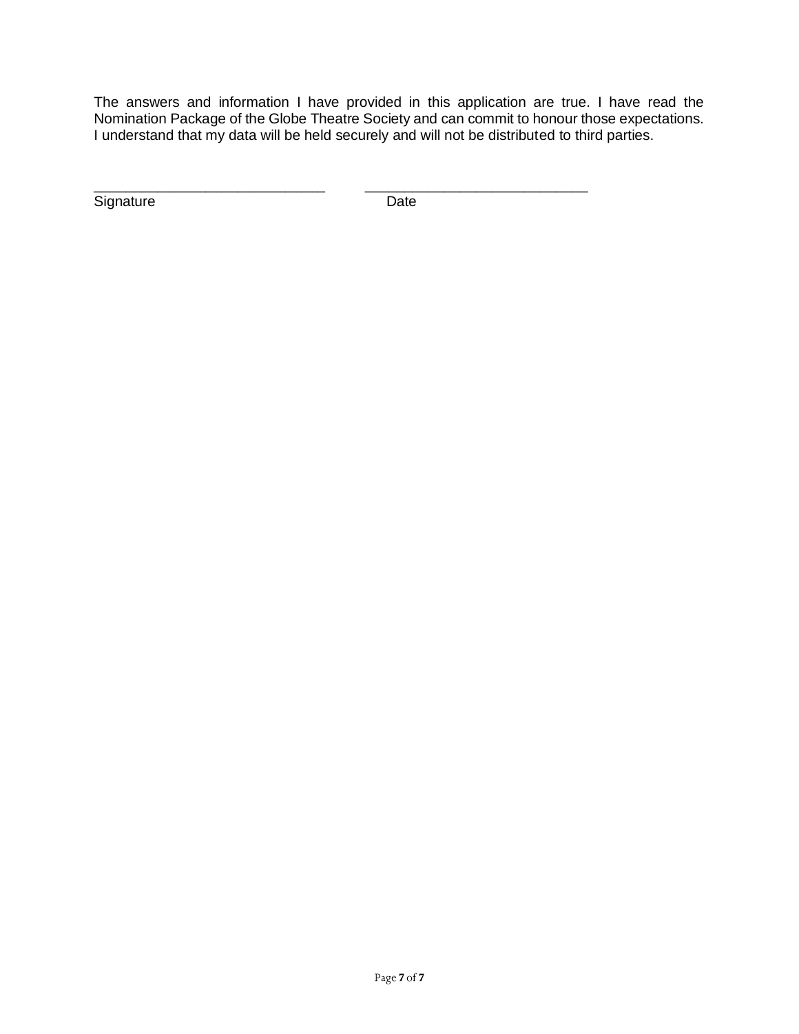The answers and information I have provided in this application are true. I have read the Nomination Package of the Globe Theatre Society and can commit to honour those expectations. I understand that my data will be held securely and will not be distributed to third parties.

______________________________ ______________________________

Signature Date